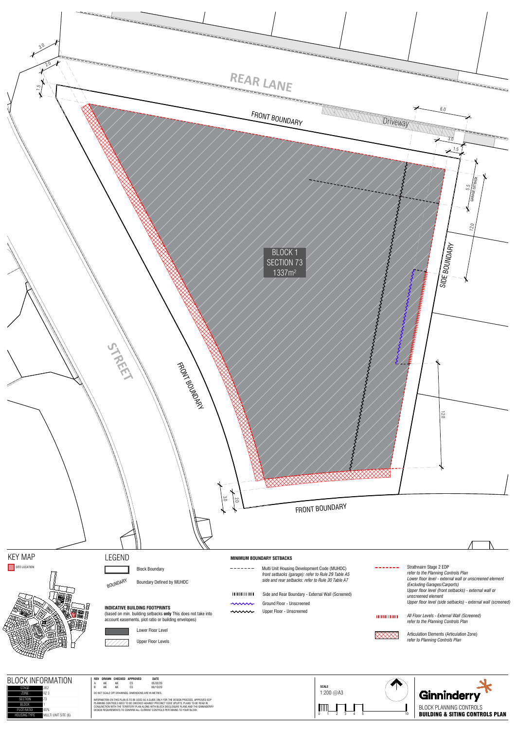REAR LANE

FRONT BOUNDARY

Driveway

6.0

3.0

1.5

5.5 GARAGE SETBACK

12.0

SIDE BOUNDARY

BLOCK 1
SECTION 73
1337m²

STREET

FRONT BOUNDARY

12.0

3.0

2.0

FRONT BOUNDARY

3.0

2.0

1.5

## KEY MAP

SITE LOCATION

## LEGEND

Block Boundary

BOUNDARY — Boundary Defined by MUHDC

**INDICATIVE BUILDING FOOTPRINTS**
(based on min. building setbacks **only** This does not take into account easements, plot ratio or building envelopes)

Lower Floor Level

Upper Floor Levels

**MINIMUM BOUNDARY SETBACKS**

Multi Unit Housing Development Code (MUHDC)
*front setbacks (garage): refer to Rule 29 Table A5*
*side and rear setbacks: refer to Rule 30 Table A7*

Side and Rear Boundary - External Wall (Screened)

Ground Floor - Unscreened

Upper Floor - Unscreened

Strathnairn Stage 2 EDP
*refer to the Planning Controls Plan*
*Lower floor level - external wall or unscreened element (Excluding Garages/Carports)*
*Upper floor level (front setbacks) - external wall or unscreened element*
*Upper floor level (side setbacks) - external wall (screened)*

*All Floor Levels - External Wall (Screened)*
*refer to the Planning Controls Plan*

Articulation Elements (Articulation Zone)
*refer to Planning Controls Plan*

## BLOCK INFORMATION

| | |
|---|---|
| STAGE | 2B2 |
| ZONE | RZ 3 |
| SECTION | 73 |
| BLOCK | 1 |
| PLOT RATIO | 65% |
| HOUSING TYPE | MULTI UNIT SITE (6) |

| REV | DRAWN | CHECKED | APPROVED | DATE |
|---|---|---|---|---|
| A | AK | AK | CS | 05/02/20 |
| B | AK | AK | CS | 06/10/20 |

DO NOT SCALE OFF DRAWINGS. DIMENSIONS ARE IN METRES.

INFORMATION ON THIS PLAN IS TO BE USED AS A GUIDE ONLY FOR THE DESIGN PROCESS. APPROVED EDP PLANNING CONTROLS NEED TO BE CHECKED AGAINST PRECINCT CODE UPLIFTS. PLANS TO BE READ IN CONJUNCTION WITH THE TERRITORY PLAN ALONG WITH BLOCK DISCLOSURE PLANS AND THE GINNINDERRY DESIGN REQUIREMENTS TO CONFIRM ALL CURRENT CONTROLS PERTAINING TO YOUR BLOCK.

SCALE
1:200 @A3

0 1 2 3 4 5 10

Ginninderry

BLOCK PLANNING CONTROLS
**BUILDING & SITING CONTROLS PLAN**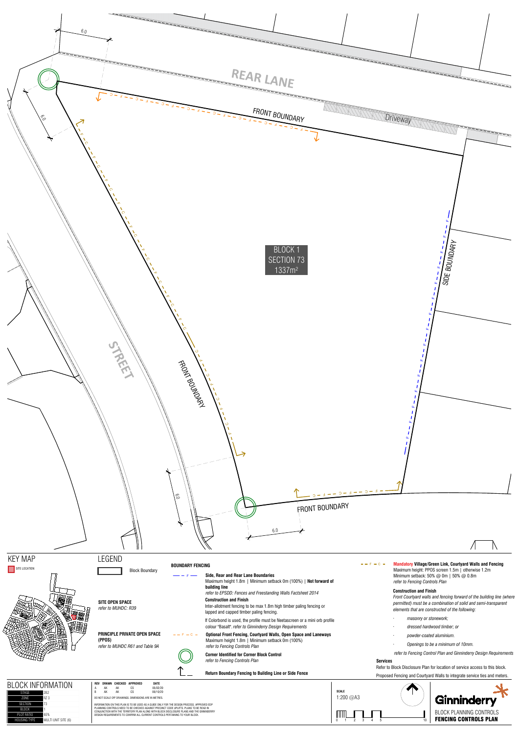REAR LANE

FRONT BOUNDARY

Driveway

6.0

6.0

BLOCK 1
SECTION 73
1337m²

SIDE BOUNDARY

STREET

FRONT BOUNDARY

6.0

FRONT BOUNDARY

6.0

## KEY MAP

SITE LOCATION

## LEGEND

Block Boundary

**SITE OPEN SPACE**
*refer to MUHDC: R39*

**PRINCIPLE PRIVATE OPEN SPACE (PPOS)**
*refer to MUHDC R61 and Table 9A*

### BOUNDARY FENCING

**Side, Rear and Rear Lane Boundaries**
Maximum height 1.8m | Minimum setback 0m (100%) | **Not forward of building line**
*refer to EPSDD: Fences and Freestanding Walls Factsheet 2014*

**Construction and Finish**
Inter-allotment fencing to be max 1.8m high timber paling fencing or lapped and capped timber paling fencing.

If Colorbond is used, the profile must be Neetascreen or a mini orb profile colour "Basalt". *refer to Ginninderry Design Requirements*

**Optional Front Fencing, Courtyard Walls, Open Space and Laneways**
Maximum height 1.8m | Minimum setback 0m (100%)
*refer to Fencing Controls Plan*

**Corner Identified for Corner Block Control**
*refer to Fencing Controls Plan*

**Return Boundary Fencing to Building Line or Side Fence**

**Mandatory Village/Green Link, Courtyard Walls and Fencing**
Maximum height: PPOS screen 1.5m | otherwise 1.2m
Minimum setback: 50% @ 0m | 50% @ 0.8m
*refer to Fencing Controls Plan*

**Construction and Finish**
*Front Courtyard walls and fencing forward of the building line (where permitted) must be a combination of solid and semi-transparent elements that are constructed of the following:*

- *masonry or stonework;*
- *dressed hardwood timber; or*
- *powder-coated aluminium.*
- *Openings to be a minimum of 10mm.*

*refer to Fencing Control Plan and Ginninderry Design Requirements*

**Services**
Refer to Block Disclosure Plan for location of service access to this block.
Proposed Fencing and Courtyard Walls to integrate service ties and meters.

## BLOCK INFORMATION

| | |
|---|---|
| STAGE | 2B2 |
| ZONE | RZ 3 |
| SECTION | 73 |
| BLOCK | 1 |
| PLOT RATIO | 65% |
| HOUSING TYPE | MULTI UNIT SITE (6) |

| REV | DRAWN | CHECKED | APPROVED | DATE |
|---|---|---|---|---|
| A | AK | AK | CS | 05/02/20 |
| B | AK | AK | CS | 06/10/20 |

DO NOT SCALE OFF DRAWINGS. DIMENSIONS ARE IN METRES.

INFORMATION ON THIS PLAN IS TO BE USED AS A GUIDE ONLY FOR THE DESIGN PROCESS. APPROVED EDP PLANNING CONTROLS NEED TO BE CHECKED AGAINST PRECINCT CODE UPLIFTS. PLANS TO BE READ IN CONJUNCTION WITH THE TERRITORY PLAN ALONG WITH BLOCK DISCLOSURE PLANS AND THE GINNINDERRY DESIGN REQUIREMENTS TO CONFIRM ALL CURRENT CONTROLS PERTAINING TO YOUR BLOCK.

SCALE
1:200 @A3

0 1 2 3 4 5 10

Ginninderry

BLOCK PLANNING CONTROLS
**FENCING CONTROLS PLAN**